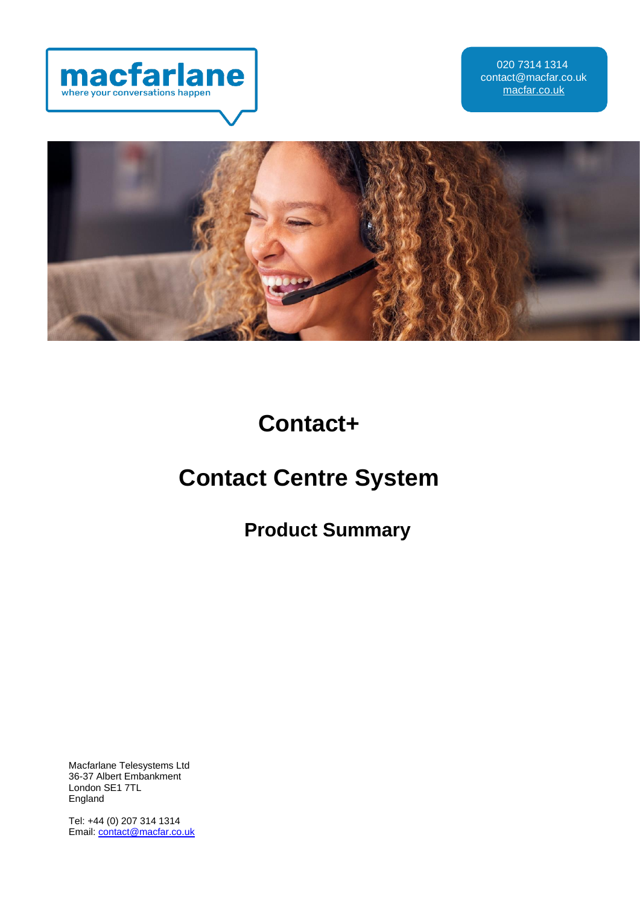macfarlane
where your conversations happen

020 7314 1314
contact@macfar.co.uk
macfar.co.uk

# Contact+

# Contact Centre System

## Product Summary

Macfarlane Telesystems Ltd
36-37 Albert Embankment
London SE1 7TL
England

Tel: +44 (0) 207 314 1314
Email: contact@macfar.co.uk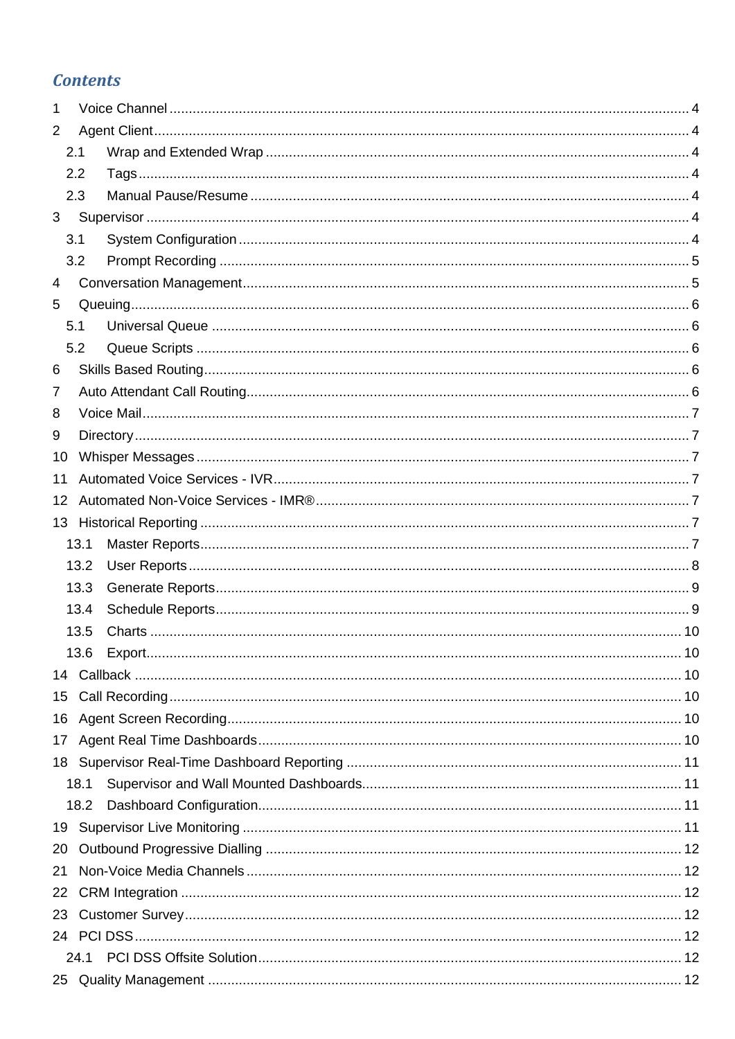# Contents

1 Voice Channel ..................................................... 4
2 Agent Client ..................................................... 4
  2.1 Wrap and Extended Wrap ..................................................... 4
  2.2 Tags ..................................................... 4
  2.3 Manual Pause/Resume ..................................................... 4
3 Supervisor ..................................................... 4
  3.1 System Configuration ..................................................... 4
  3.2 Prompt Recording ..................................................... 5
4 Conversation Management ..................................................... 5
5 Queuing ..................................................... 6
  5.1 Universal Queue ..................................................... 6
  5.2 Queue Scripts ..................................................... 6
6 Skills Based Routing ..................................................... 6
7 Auto Attendant Call Routing ..................................................... 6
8 Voice Mail ..................................................... 7
9 Directory ..................................................... 7
10 Whisper Messages ..................................................... 7
11 Automated Voice Services - IVR ..................................................... 7
12 Automated Non-Voice Services - IMR® ..................................................... 7
13 Historical Reporting ..................................................... 7
  13.1 Master Reports ..................................................... 7
  13.2 User Reports ..................................................... 8
  13.3 Generate Reports ..................................................... 9
  13.4 Schedule Reports ..................................................... 9
  13.5 Charts ..................................................... 10
  13.6 Export ..................................................... 10
14 Callback ..................................................... 10
15 Call Recording ..................................................... 10
16 Agent Screen Recording ..................................................... 10
17 Agent Real Time Dashboards ..................................................... 10
18 Supervisor Real-Time Dashboard Reporting ..................................................... 11
  18.1 Supervisor and Wall Mounted Dashboards ..................................................... 11
  18.2 Dashboard Configuration ..................................................... 11
19 Supervisor Live Monitoring ..................................................... 11
20 Outbound Progressive Dialling ..................................................... 12
21 Non-Voice Media Channels ..................................................... 12
22 CRM Integration ..................................................... 12
23 Customer Survey ..................................................... 12
24 PCI DSS ..................................................... 12
  24.1 PCI DSS Offsite Solution ..................................................... 12
25 Quality Management ..................................................... 12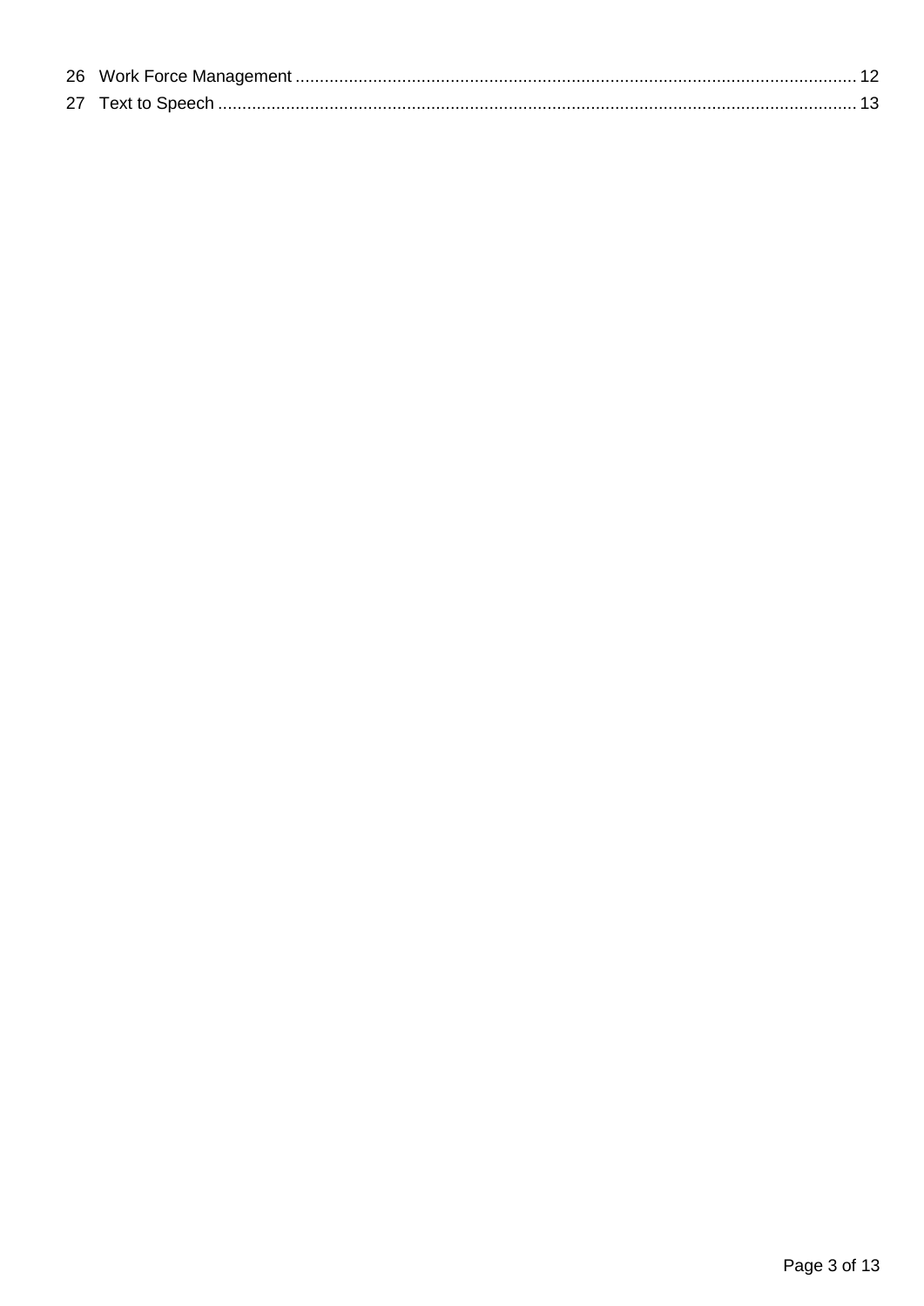26 Work Force Management ........................................................................................................................ 12
27 Text to Speech ........................................................................................................................................ 13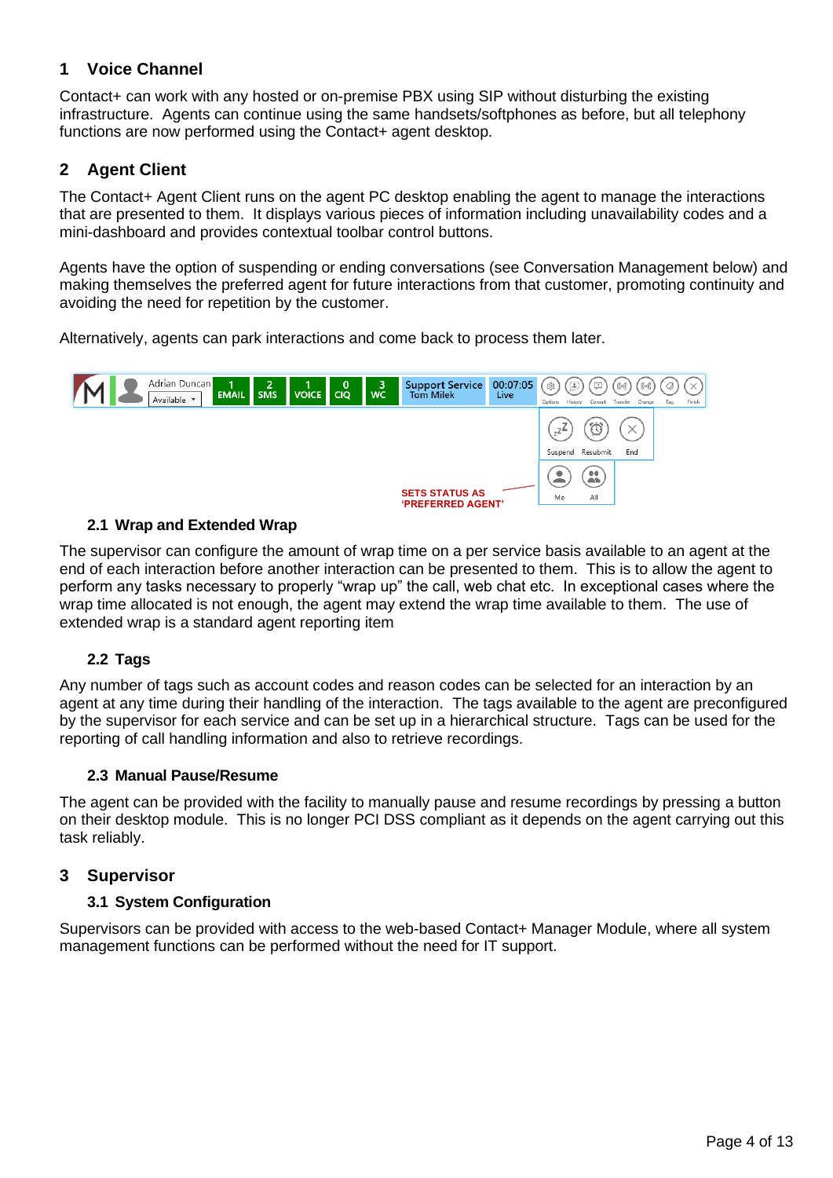# 1 Voice Channel

Contact+ can work with any hosted or on-premise PBX using SIP without disturbing the existing infrastructure. Agents can continue using the same handsets/softphones as before, but all telephony functions are now performed using the Contact+ agent desktop.

# 2 Agent Client

The Contact+ Agent Client runs on the agent PC desktop enabling the agent to manage the interactions that are presented to them. It displays various pieces of information including unavailability codes and a mini-dashboard and provides contextual toolbar control buttons.

Agents have the option of suspending or ending conversations (see Conversation Management below) and making themselves the preferred agent for future interactions from that customer, promoting continuity and avoiding the need for repetition by the customer.

Alternatively, agents can park interactions and come back to process them later.

SETS STATUS AS 'PREFERRED AGENT'

## 2.1 Wrap and Extended Wrap

The supervisor can configure the amount of wrap time on a per service basis available to an agent at the end of each interaction before another interaction can be presented to them. This is to allow the agent to perform any tasks necessary to properly "wrap up" the call, web chat etc. In exceptional cases where the wrap time allocated is not enough, the agent may extend the wrap time available to them. The use of extended wrap is a standard agent reporting item

## 2.2 Tags

Any number of tags such as account codes and reason codes can be selected for an interaction by an agent at any time during their handling of the interaction. The tags available to the agent are preconfigured by the supervisor for each service and can be set up in a hierarchical structure. Tags can be used for the reporting of call handling information and also to retrieve recordings.

## 2.3 Manual Pause/Resume

The agent can be provided with the facility to manually pause and resume recordings by pressing a button on their desktop module. This is no longer PCI DSS compliant as it depends on the agent carrying out this task reliably.

# 3 Supervisor

## 3.1 System Configuration

Supervisors can be provided with access to the web-based Contact+ Manager Module, where all system management functions can be performed without the need for IT support.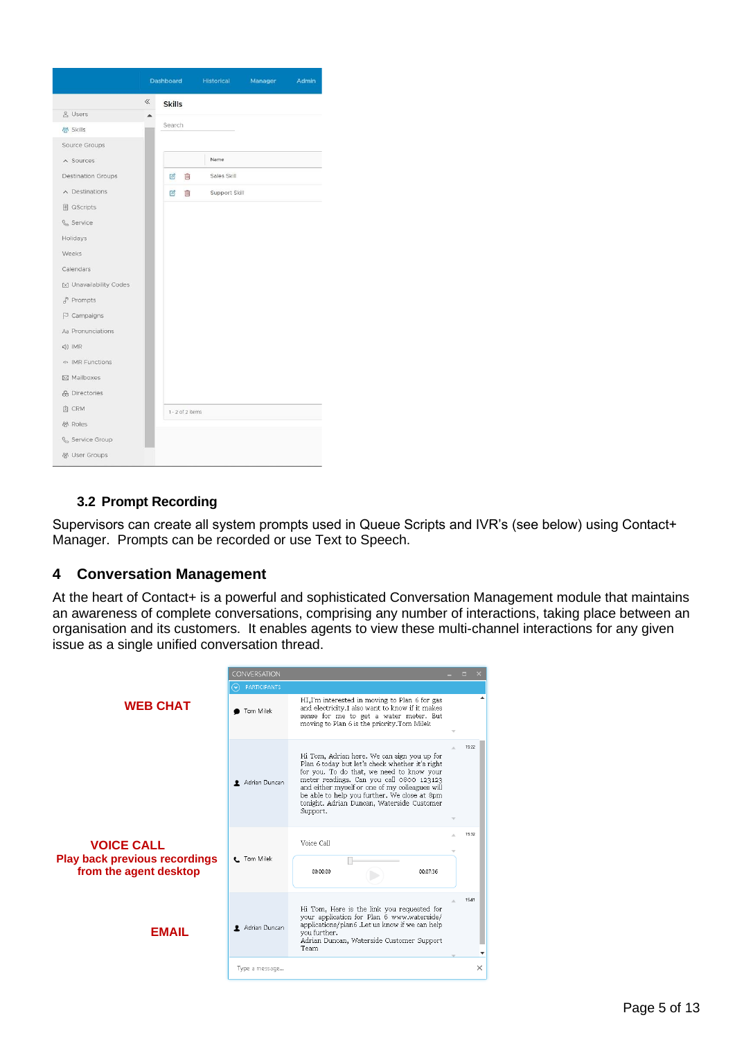### 3.2 Prompt Recording

Supervisors can create all system prompts used in Queue Scripts and IVR's (see below) using Contact+ Manager. Prompts can be recorded or use Text to Speech.

## 4 Conversation Management

At the heart of Contact+ is a powerful and sophisticated Conversation Management module that maintains an awareness of complete conversations, comprising any number of interactions, taking place between an organisation and its customers. It enables agents to view these multi-channel interactions for any given issue as a single unified conversation thread.

**WEB CHAT**

**VOICE CALL**
**Play back previous recordings from the agent desktop**

**EMAIL**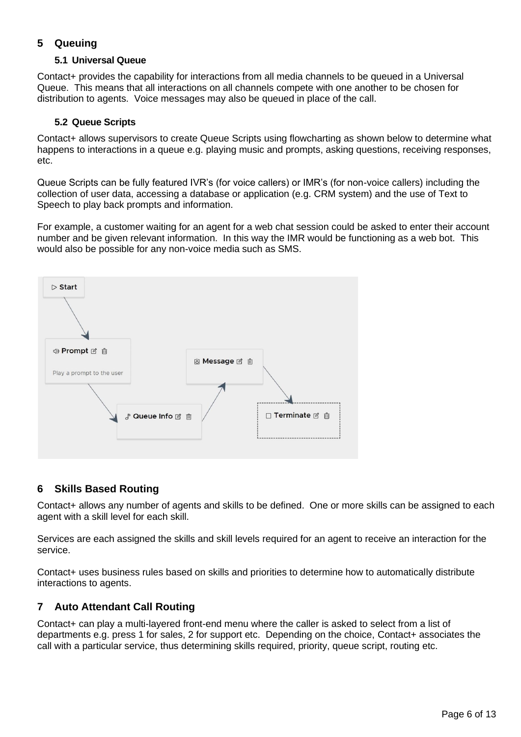## 5 Queuing

### 5.1 Universal Queue

Contact+ provides the capability for interactions from all media channels to be queued in a Universal Queue. This means that all interactions on all channels compete with one another to be chosen for distribution to agents. Voice messages may also be queued in place of the call.

### 5.2 Queue Scripts

Contact+ allows supervisors to create Queue Scripts using flowcharting as shown below to determine what happens to interactions in a queue e.g. playing music and prompts, asking questions, receiving responses, etc.

Queue Scripts can be fully featured IVR's (for voice callers) or IMR's (for non-voice callers) including the collection of user data, accessing a database or application (e.g. CRM system) and the use of Text to Speech to play back prompts and information.

For example, a customer waiting for an agent for a web chat session could be asked to enter their account number and be given relevant information. In this way the IMR would be functioning as a web bot. This would also be possible for any non-voice media such as SMS.

## 6 Skills Based Routing

Contact+ allows any number of agents and skills to be defined. One or more skills can be assigned to each agent with a skill level for each skill.

Services are each assigned the skills and skill levels required for an agent to receive an interaction for the service.

Contact+ uses business rules based on skills and priorities to determine how to automatically distribute interactions to agents.

## 7 Auto Attendant Call Routing

Contact+ can play a multi-layered front-end menu where the caller is asked to select from a list of departments e.g. press 1 for sales, 2 for support etc. Depending on the choice, Contact+ associates the call with a particular service, thus determining skills required, priority, queue script, routing etc.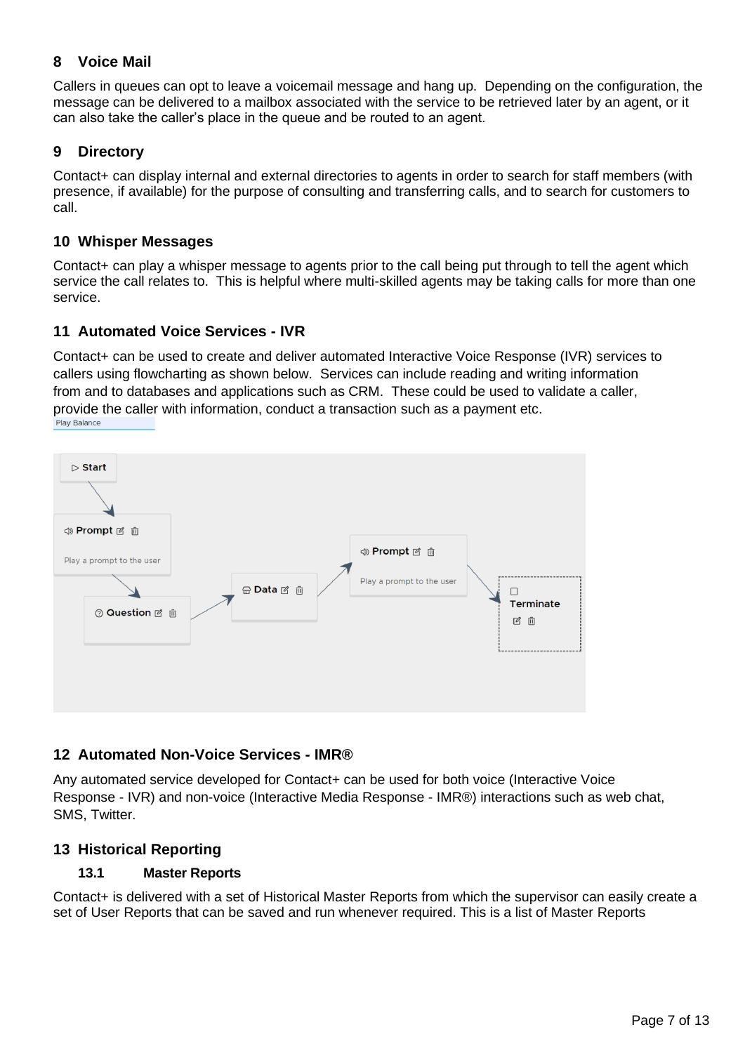## 8 Voice Mail

Callers in queues can opt to leave a voicemail message and hang up. Depending on the configuration, the message can be delivered to a mailbox associated with the service to be retrieved later by an agent, or it can also take the caller's place in the queue and be routed to an agent.

## 9 Directory

Contact+ can display internal and external directories to agents in order to search for staff members (with presence, if available) for the purpose of consulting and transferring calls, and to search for customers to call.

## 10 Whisper Messages

Contact+ can play a whisper message to agents prior to the call being put through to tell the agent which service the call relates to. This is helpful where multi-skilled agents may be taking calls for more than one service.

## 11 Automated Voice Services - IVR

Contact+ can be used to create and deliver automated Interactive Voice Response (IVR) services to callers using flowcharting as shown below. Services can include reading and writing information from and to databases and applications such as CRM. These could be used to validate a caller, provide the caller with information, conduct a transaction such as a payment etc.

Play Balance

Start

Prompt

Play a prompt to the user

Question

Data

Prompt

Play a prompt to the user

Terminate

## 12 Automated Non-Voice Services - IMR®

Any automated service developed for Contact+ can be used for both voice (Interactive Voice Response - IVR) and non-voice (Interactive Media Response - IMR®) interactions such as web chat, SMS, Twitter.

## 13 Historical Reporting

### 13.1 Master Reports

Contact+ is delivered with a set of Historical Master Reports from which the supervisor can easily create a set of User Reports that can be saved and run whenever required. This is a list of Master Reports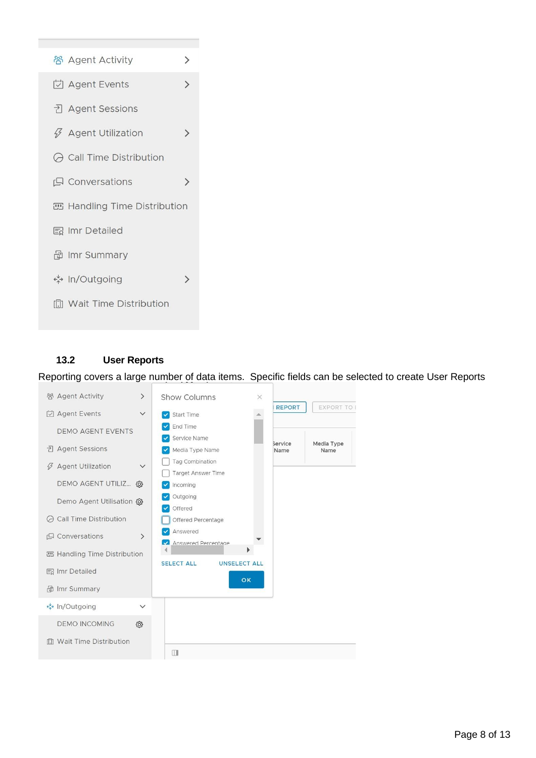- Agent Activity
- Agent Events
- Agent Sessions
- Agent Utilization
- Call Time Distribution
- Conversations
- Handling Time Distribution
- Imr Detailed
- Imr Summary
- In/Outgoing
- Wait Time Distribution

## 13.2 User Reports

Reporting covers a large number of data items. Specific fields can be selected to create User Reports

- Agent Activity
- Agent Events
  - DEMO AGENT EVENTS
- Agent Sessions
- Agent Utilization
  - DEMO AGENT UTILIZ...
  - Demo Agent Utilisation
- Call Time Distribution
- Conversations
- Handling Time Distribution
- Imr Detailed
- Imr Summary
- In/Outgoing
  - DEMO INCOMING
- Wait Time Distribution

Show Columns

- [x] Start Time
- [x] End Time
- [x] Service Name
- [x] Media Type Name
- [ ] Tag Combination
- [ ] Target Answer Time
- [x] Incoming
- [x] Outgoing
- [x] Offered
- [ ] Offered Percentage
- [x] Answered
- [x] Answered Percentage

SELECT ALL | UNSELECT ALL

OK

REPORT | EXPORT TO

| Service Name | Media Type Name |
|---|---|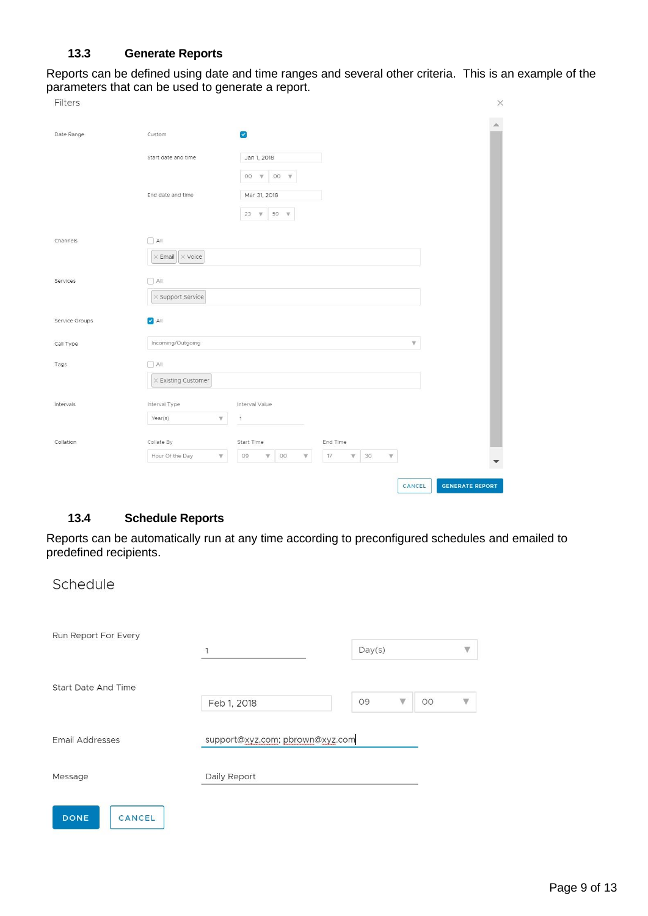### 13.3 Generate Reports

Reports can be defined using date and time ranges and several other criteria. This is an example of the parameters that can be used to generate a report.

Filters

| Field | Setting | Value |
|---|---|---|
| Date Range | Custom | ☑ |
| | Start date and time | Jan 1, 2018 00 : 00 |
| | End date and time | Mar 31, 2018 23 : 59 |
| Channels | ☐ All | Email, Voice |
| Services | ☐ All | Support Service |
| Service Groups | ☑ All | |
| Call Type | Incoming/Outgoing | |
| Tags | ☐ All | Existing Customer |
| Intervals | Interval Type: Year(s) | Interval Value: 1 |
| Collation | Collate By: Hour Of the Day | Start Time: 09 : 00; End Time: 17 : 30 |

CANCEL | GENERATE REPORT

### 13.4 Schedule Reports

Reports can be automatically run at any time according to preconfigured schedules and emailed to predefined recipients.

Schedule

| Field | Value |
|---|---|
| Run Report For Every | 1 Day(s) |
| Start Date And Time | Feb 1, 2018 09 : 00 |
| Email Addresses | support@xyz.com; pbrown@xyz.com |
| Message | Daily Report |

DONE | CANCEL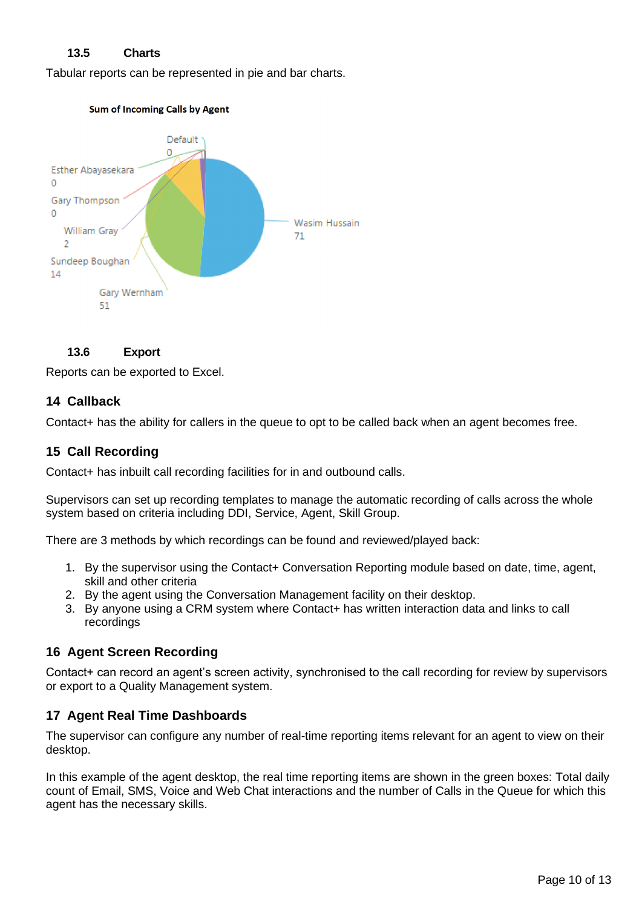### 13.5 Charts

Tabular reports can be represented in pie and bar charts.

Sum of Incoming Calls by Agent

Default 0

Esther Abayasekara 0

Gary Thompson 0

William Gray 2

Sundeep Boughan 14

Gary Wernham 51

Wasim Hussain 71

### 13.6 Export

Reports can be exported to Excel.

## 14 Callback

Contact+ has the ability for callers in the queue to opt to be called back when an agent becomes free.

## 15 Call Recording

Contact+ has inbuilt call recording facilities for in and outbound calls.

Supervisors can set up recording templates to manage the automatic recording of calls across the whole system based on criteria including DDI, Service, Agent, Skill Group.

There are 3 methods by which recordings can be found and reviewed/played back:

1. By the supervisor using the Contact+ Conversation Reporting module based on date, time, agent, skill and other criteria
2. By the agent using the Conversation Management facility on their desktop.
3. By anyone using a CRM system where Contact+ has written interaction data and links to call recordings

## 16 Agent Screen Recording

Contact+ can record an agent's screen activity, synchronised to the call recording for review by supervisors or export to a Quality Management system.

## 17 Agent Real Time Dashboards

The supervisor can configure any number of real-time reporting items relevant for an agent to view on their desktop.

In this example of the agent desktop, the real time reporting items are shown in the green boxes: Total daily count of Email, SMS, Voice and Web Chat interactions and the number of Calls in the Queue for which this agent has the necessary skills.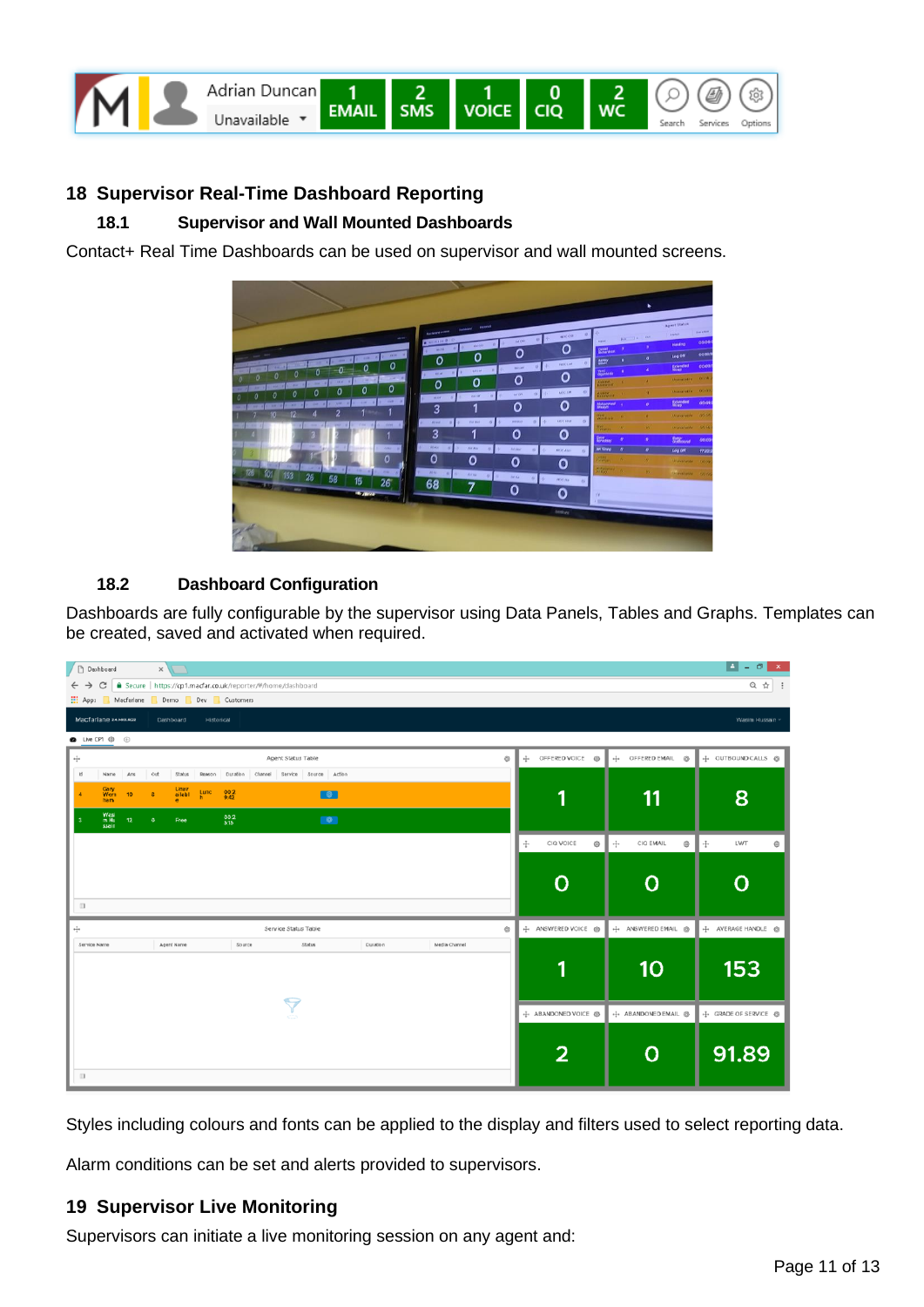## 18 Supervisor Real-Time Dashboard Reporting

### 18.1 Supervisor and Wall Mounted Dashboards

Contact+ Real Time Dashboards can be used on supervisor and wall mounted screens.

### 18.2 Dashboard Configuration

Dashboards are fully configurable by the supervisor using Data Panels, Tables and Graphs. Templates can be created, saved and activated when required.

Styles including colours and fonts can be applied to the display and filters used to select reporting data.

Alarm conditions can be set and alerts provided to supervisors.

## 19 Supervisor Live Monitoring

Supervisors can initiate a live monitoring session on any agent and: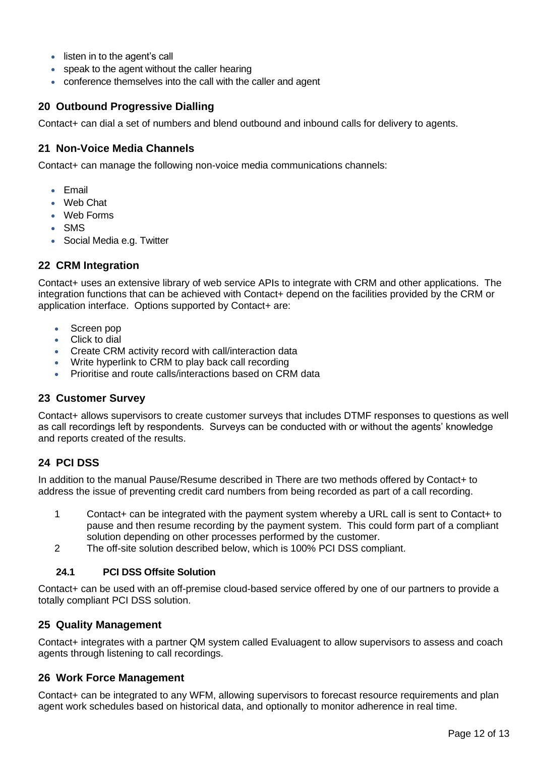- listen in to the agent's call
- speak to the agent without the caller hearing
- conference themselves into the call with the caller and agent

## 20 Outbound Progressive Dialling

Contact+ can dial a set of numbers and blend outbound and inbound calls for delivery to agents.

## 21 Non-Voice Media Channels

Contact+ can manage the following non-voice media communications channels:

- Email
- Web Chat
- Web Forms
- SMS
- Social Media e.g. Twitter

## 22 CRM Integration

Contact+ uses an extensive library of web service APIs to integrate with CRM and other applications. The integration functions that can be achieved with Contact+ depend on the facilities provided by the CRM or application interface. Options supported by Contact+ are:

- Screen pop
- Click to dial
- Create CRM activity record with call/interaction data
- Write hyperlink to CRM to play back call recording
- Prioritise and route calls/interactions based on CRM data

## 23 Customer Survey

Contact+ allows supervisors to create customer surveys that includes DTMF responses to questions as well as call recordings left by respondents. Surveys can be conducted with or without the agents' knowledge and reports created of the results.

## 24 PCI DSS

In addition to the manual Pause/Resume described in There are two methods offered by Contact+ to address the issue of preventing credit card numbers from being recorded as part of a call recording.

1. Contact+ can be integrated with the payment system whereby a URL call is sent to Contact+ to pause and then resume recording by the payment system. This could form part of a compliant solution depending on other processes performed by the customer.
2. The off-site solution described below, which is 100% PCI DSS compliant.

### 24.1 PCI DSS Offsite Solution

Contact+ can be used with an off-premise cloud-based service offered by one of our partners to provide a totally compliant PCI DSS solution.

## 25 Quality Management

Contact+ integrates with a partner QM system called Evaluagent to allow supervisors to assess and coach agents through listening to call recordings.

## 26 Work Force Management

Contact+ can be integrated to any WFM, allowing supervisors to forecast resource requirements and plan agent work schedules based on historical data, and optionally to monitor adherence in real time.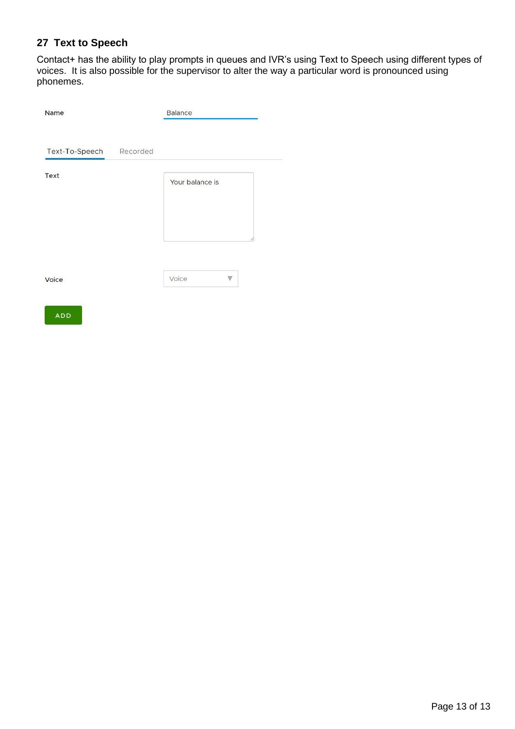## 27 Text to Speech

Contact+ has the ability to play prompts in queues and IVR's using Text to Speech using different types of voices. It is also possible for the supervisor to alter the way a particular word is pronounced using phonemes.

Name

Balance

Text-To-Speech

Recorded

Text

Your balance is

Voice

Voice

ADD